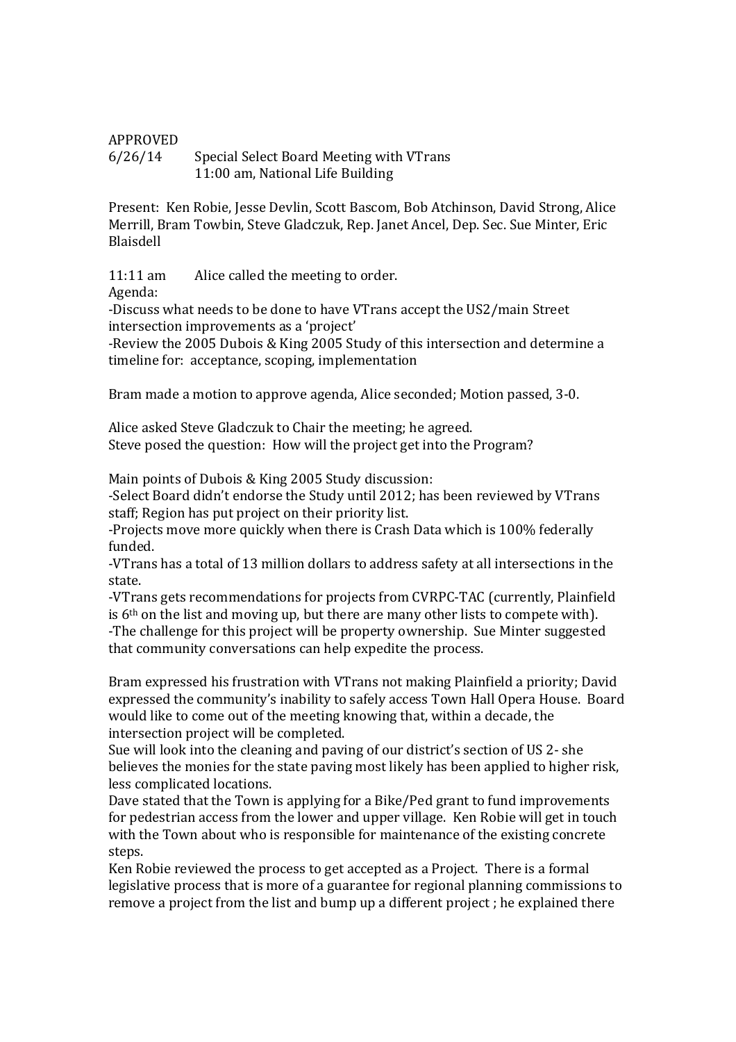APPROVED

6/26/14 Special Select Board Meeting with VTrans
11:00 am, National Life Building

Present: Ken Robie, Jesse Devlin, Scott Bascom, Bob Atchinson, David Strong, Alice Merrill, Bram Towbin, Steve Gladczuk, Rep. Janet Ancel, Dep. Sec. Sue Minter, Eric Blaisdell

11:11 am Alice called the meeting to order.

Agenda:

-Discuss what needs to be done to have VTrans accept the US2/main Street intersection improvements as a 'project'

-Review the 2005 Dubois & King 2005 Study of this intersection and determine a timeline for: acceptance, scoping, implementation

Bram made a motion to approve agenda, Alice seconded; Motion passed, 3-0.

Alice asked Steve Gladczuk to Chair the meeting; he agreed.

Steve posed the question: How will the project get into the Program?

Main points of Dubois & King 2005 Study discussion:

-Select Board didn't endorse the Study until 2012; has been reviewed by VTrans staff; Region has put project on their priority list.

-Projects move more quickly when there is Crash Data which is 100% federally funded.

-VTrans has a total of 13 million dollars to address safety at all intersections in the state.

-VTrans gets recommendations for projects from CVRPC-TAC (currently, Plainfield is 6th on the list and moving up, but there are many other lists to compete with).

-The challenge for this project will be property ownership. Sue Minter suggested that community conversations can help expedite the process.

Bram expressed his frustration with VTrans not making Plainfield a priority; David expressed the community's inability to safely access Town Hall Opera House. Board would like to come out of the meeting knowing that, within a decade, the intersection project will be completed.

Sue will look into the cleaning and paving of our district's section of US 2- she believes the monies for the state paving most likely has been applied to higher risk, less complicated locations.

Dave stated that the Town is applying for a Bike/Ped grant to fund improvements for pedestrian access from the lower and upper village. Ken Robie will get in touch with the Town about who is responsible for maintenance of the existing concrete steps.

Ken Robie reviewed the process to get accepted as a Project. There is a formal legislative process that is more of a guarantee for regional planning commissions to remove a project from the list and bump up a different project ; he explained there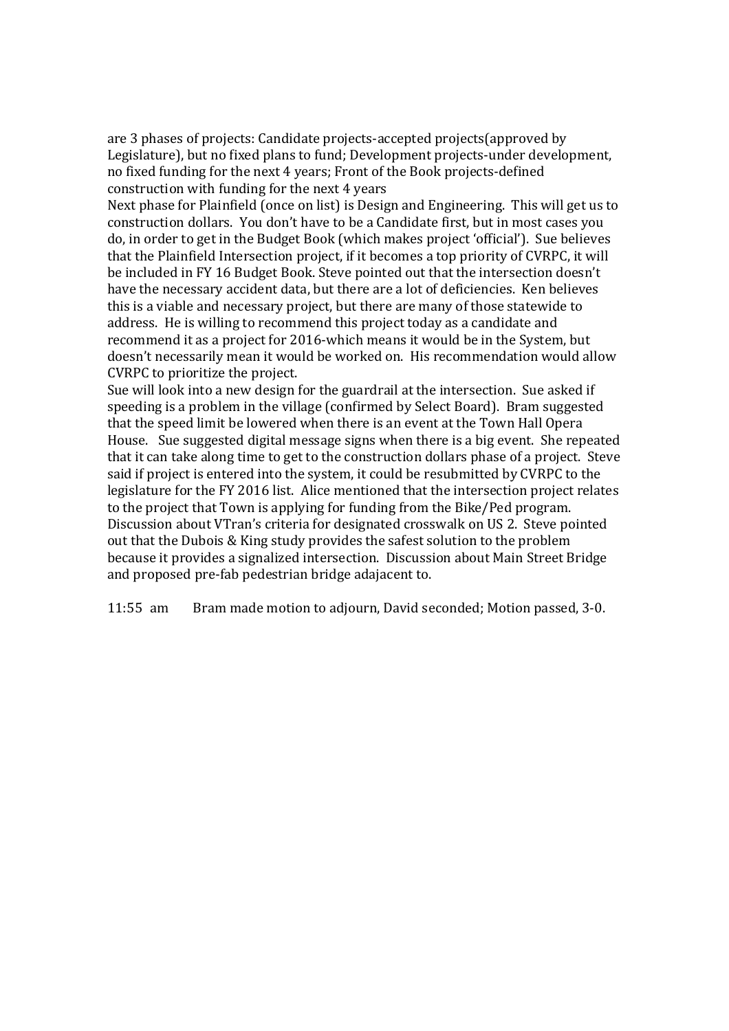are 3 phases of projects: Candidate projects-accepted projects(approved by Legislature), but no fixed plans to fund; Development projects-under development, no fixed funding for the next 4 years; Front of the Book projects-defined construction with funding for the next 4 years

Next phase for Plainfield (once on list) is Design and Engineering. This will get us to construction dollars. You don't have to be a Candidate first, but in most cases you do, in order to get in the Budget Book (which makes project 'official'). Sue believes that the Plainfield Intersection project, if it becomes a top priority of CVRPC, it will be included in FY 16 Budget Book. Steve pointed out that the intersection doesn't have the necessary accident data, but there are a lot of deficiencies. Ken believes this is a viable and necessary project, but there are many of those statewide to address. He is willing to recommend this project today as a candidate and recommend it as a project for 2016-which means it would be in the System, but doesn't necessarily mean it would be worked on. His recommendation would allow CVRPC to prioritize the project.

Sue will look into a new design for the guardrail at the intersection. Sue asked if speeding is a problem in the village (confirmed by Select Board). Bram suggested that the speed limit be lowered when there is an event at the Town Hall Opera House. Sue suggested digital message signs when there is a big event. She repeated that it can take along time to get to the construction dollars phase of a project. Steve said if project is entered into the system, it could be resubmitted by CVRPC to the legislature for the FY 2016 list. Alice mentioned that the intersection project relates to the project that Town is applying for funding from the Bike/Ped program. Discussion about VTran's criteria for designated crosswalk on US 2. Steve pointed out that the Dubois & King study provides the safest solution to the problem because it provides a signalized intersection. Discussion about Main Street Bridge and proposed pre-fab pedestrian bridge adajacent to.

11:55 am Bram made motion to adjourn, David seconded; Motion passed, 3-0.